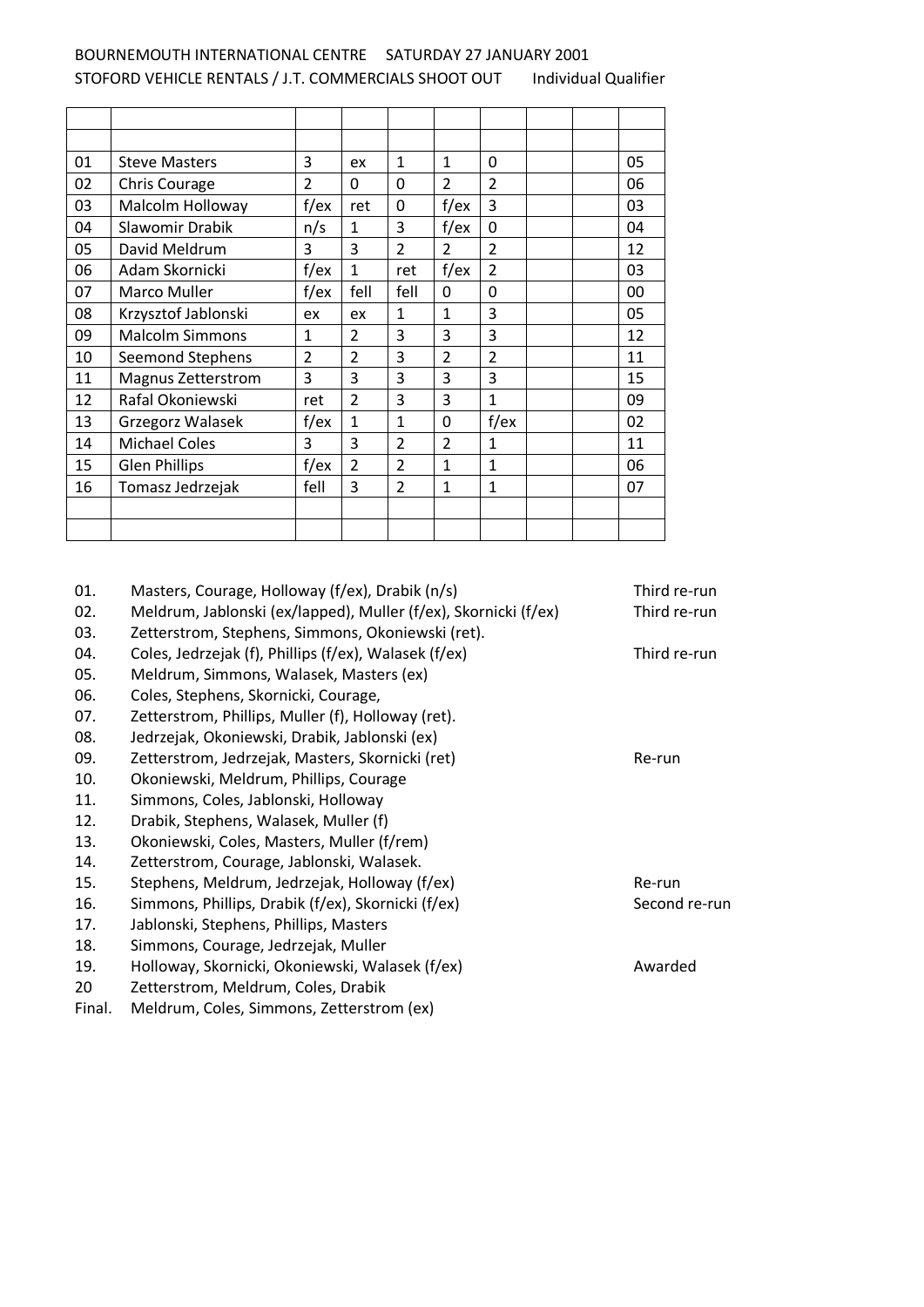BOURNEMOUTH INTERNATIONAL CENTRE SATURDAY 27 JANUARY 2001

STOFORD VEHICLE RENTALS / J.T. COMMERCIALS SHOOT OUT Individual Qualifier

| | | | | | | | | | |
|---|---|---|---|---|---|---|---|---|---|
| | | | | | | | | | |
| 01 | Steve Masters | 3 | ex | 1 | 1 | 0 | | | 05 |
| 02 | Chris Courage | 2 | 0 | 0 | 2 | 2 | | | 06 |
| 03 | Malcolm Holloway | f/ex | ret | 0 | f/ex | 3 | | | 03 |
| 04 | Slawomir Drabik | n/s | 1 | 3 | f/ex | 0 | | | 04 |
| 05 | David Meldrum | 3 | 3 | 2 | 2 | 2 | | | 12 |
| 06 | Adam Skornicki | f/ex | 1 | ret | f/ex | 2 | | | 03 |
| 07 | Marco Muller | f/ex | fell | fell | 0 | 0 | | | 00 |
| 08 | Krzysztof Jablonski | ex | ex | 1 | 1 | 3 | | | 05 |
| 09 | Malcolm Simmons | 1 | 2 | 3 | 3 | 3 | | | 12 |
| 10 | Seemond Stephens | 2 | 2 | 3 | 2 | 2 | | | 11 |
| 11 | Magnus Zetterstrom | 3 | 3 | 3 | 3 | 3 | | | 15 |
| 12 | Rafal Okoniewski | ret | 2 | 3 | 3 | 1 | | | 09 |
| 13 | Grzegorz Walasek | f/ex | 1 | 1 | 0 | f/ex | | | 02 |
| 14 | Michael Coles | 3 | 3 | 2 | 2 | 1 | | | 11 |
| 15 | Glen Phillips | f/ex | 2 | 2 | 1 | 1 | | | 06 |
| 16 | Tomasz Jedrzejak | fell | 3 | 2 | 1 | 1 | | | 07 |
| | | | | | | | | | |
| | | | | | | | | | |

| | | |
|---|---|---|
| 01. | Masters, Courage, Holloway (f/ex), Drabik (n/s) | Third re-run |
| 02. | Meldrum, Jablonski (ex/lapped), Muller (f/ex), Skornicki (f/ex) | Third re-run |
| 03. | Zetterstrom, Stephens, Simmons, Okoniewski (ret). | |
| 04. | Coles, Jedrzejak (f), Phillips (f/ex), Walasek (f/ex) | Third re-run |
| 05. | Meldrum, Simmons, Walasek, Masters (ex) | |
| 06. | Coles, Stephens, Skornicki, Courage, | |
| 07. | Zetterstrom, Phillips, Muller (f), Holloway (ret). | |
| 08. | Jedrzejak, Okoniewski, Drabik, Jablonski (ex) | |
| 09. | Zetterstrom, Jedrzejak, Masters, Skornicki (ret) | Re-run |
| 10. | Okoniewski, Meldrum, Phillips, Courage | |
| 11. | Simmons, Coles, Jablonski, Holloway | |
| 12. | Drabik, Stephens, Walasek, Muller (f) | |
| 13. | Okoniewski, Coles, Masters, Muller (f/rem) | |
| 14. | Zetterstrom, Courage, Jablonski, Walasek. | |
| 15. | Stephens, Meldrum, Jedrzejak, Holloway (f/ex) | Re-run |
| 16. | Simmons, Phillips, Drabik (f/ex), Skornicki (f/ex) | Second re-run |
| 17. | Jablonski, Stephens, Phillips, Masters | |
| 18. | Simmons, Courage, Jedrzejak, Muller | |
| 19. | Holloway, Skornicki, Okoniewski, Walasek (f/ex) | Awarded |
| 20 | Zetterstrom, Meldrum, Coles, Drabik | |
| Final. | Meldrum, Coles, Simmons, Zetterstrom (ex) | |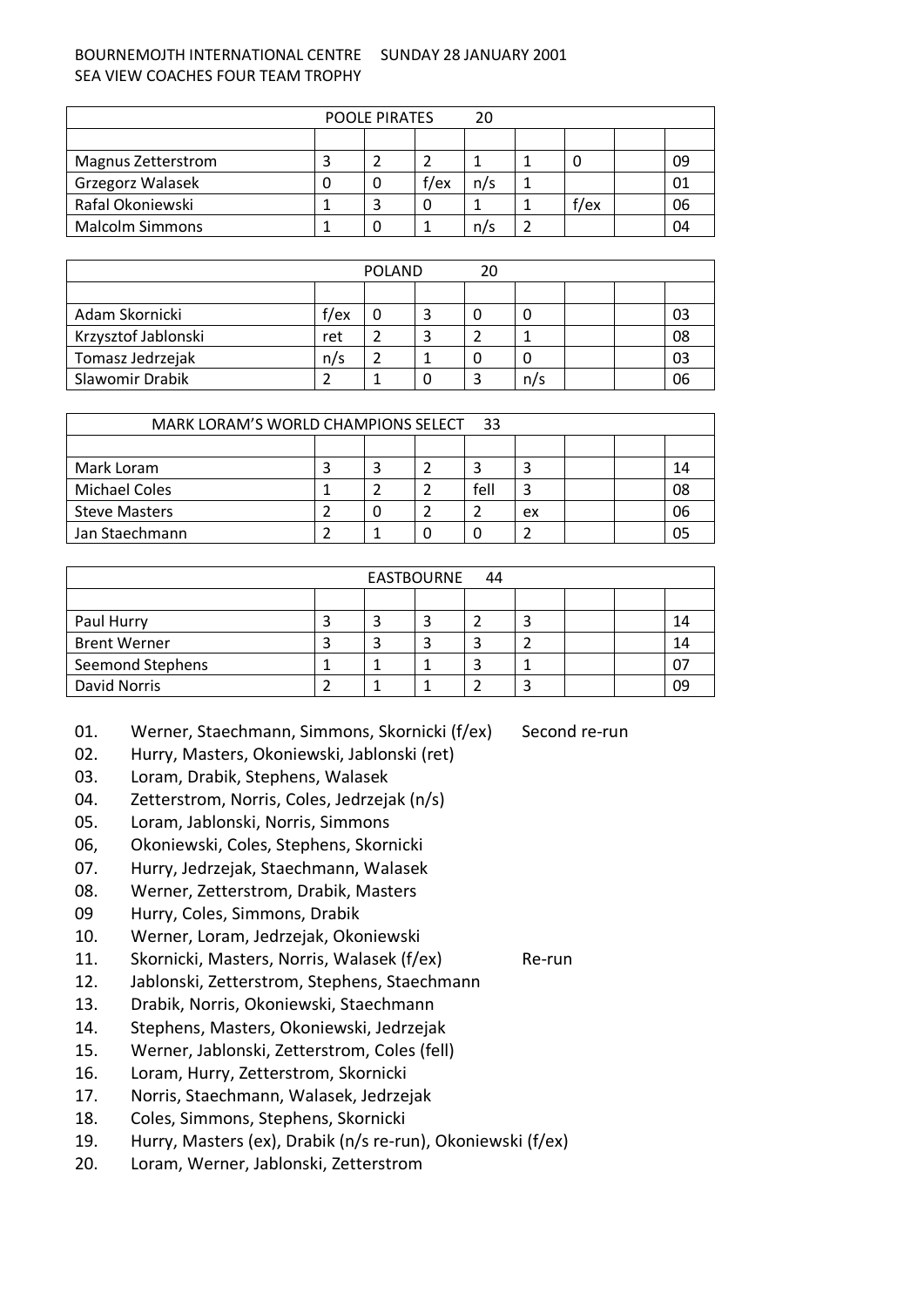BOURNEMOJTH INTERNATIONAL CENTRE SUNDAY 28 JANUARY 2001
SEA VIEW COACHES FOUR TEAM TROPHY

| POOLE PIRATES 20 | | | | | | | | |
|---|---|---|---|---|---|---|---|---|
| | | | | | | | | |
| Magnus Zetterstrom | 3 | 2 | 2 | 1 | 1 | 0 | | 09 |
| Grzegorz Walasek | 0 | 0 | f/ex | n/s | 1 | | | 01 |
| Rafal Okoniewski | 1 | 3 | 0 | 1 | 1 | f/ex | | 06 |
| Malcolm Simmons | 1 | 0 | 1 | n/s | 2 | | | 04 |

| POLAND 20 | | | | | | | | |
|---|---|---|---|---|---|---|---|---|
| | | | | | | | | |
| Adam Skornicki | f/ex | 0 | 3 | 0 | 0 | | | 03 |
| Krzysztof Jablonski | ret | 2 | 3 | 2 | 1 | | | 08 |
| Tomasz Jedrzejak | n/s | 2 | 1 | 0 | 0 | | | 03 |
| Slawomir Drabik | 2 | 1 | 0 | 3 | n/s | | | 06 |

| MARK LORAM'S WORLD CHAMPIONS SELECT 33 | | | | | | | | |
|---|---|---|---|---|---|---|---|---|
| | | | | | | | | |
| Mark Loram | 3 | 3 | 2 | 3 | 3 | | | 14 |
| Michael Coles | 1 | 2 | 2 | fell | 3 | | | 08 |
| Steve Masters | 2 | 0 | 2 | 2 | ex | | | 06 |
| Jan Staechmann | 2 | 1 | 0 | 0 | 2 | | | 05 |

| EASTBOURNE 44 | | | | | | | | |
|---|---|---|---|---|---|---|---|---|
| | | | | | | | | |
| Paul Hurry | 3 | 3 | 3 | 2 | 3 | | | 14 |
| Brent Werner | 3 | 3 | 3 | 3 | 2 | | | 14 |
| Seemond Stephens | 1 | 1 | 1 | 3 | 1 | | | 07 |
| David Norris | 2 | 1 | 1 | 2 | 3 | | | 09 |

01. Werner, Staechmann, Simmons, Skornicki (f/ex) Second re-run
02. Hurry, Masters, Okoniewski, Jablonski (ret)
03. Loram, Drabik, Stephens, Walasek
04. Zetterstrom, Norris, Coles, Jedrzejak (n/s)
05. Loram, Jablonski, Norris, Simmons
06, Okoniewski, Coles, Stephens, Skornicki
07. Hurry, Jedrzejak, Staechmann, Walasek
08. Werner, Zetterstrom, Drabik, Masters
09 Hurry, Coles, Simmons, Drabik
10. Werner, Loram, Jedrzejak, Okoniewski
11. Skornicki, Masters, Norris, Walasek (f/ex) Re-run
12. Jablonski, Zetterstrom, Stephens, Staechmann
13. Drabik, Norris, Okoniewski, Staechmann
14. Stephens, Masters, Okoniewski, Jedrzejak
15. Werner, Jablonski, Zetterstrom, Coles (fell)
16. Loram, Hurry, Zetterstrom, Skornicki
17. Norris, Staechmann, Walasek, Jedrzejak
18. Coles, Simmons, Stephens, Skornicki
19. Hurry, Masters (ex), Drabik (n/s re-run), Okoniewski (f/ex)
20. Loram, Werner, Jablonski, Zetterstrom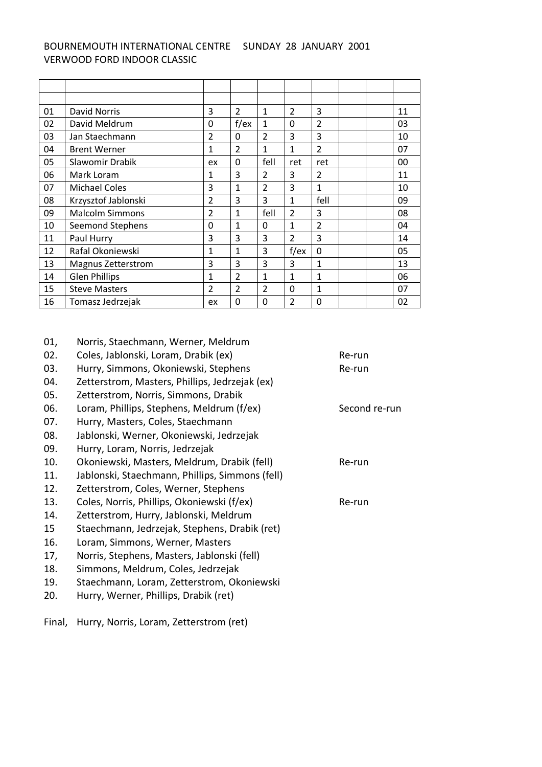BOURNEMOUTH INTERNATIONAL CENTRE SUNDAY 28 JANUARY 2001
VERWOOD FORD INDOOR CLASSIC

| | | | | | | | | | |
|---|---|---|---|---|---|---|---|---|---|
| | | | | | | | | | |
| | | | | | | | | | |
| 01 | David Norris | 3 | 2 | 1 | 2 | 3 | | | 11 |
| 02 | David Meldrum | 0 | f/ex | 1 | 0 | 2 | | | 03 |
| 03 | Jan Staechmann | 2 | 0 | 2 | 3 | 3 | | | 10 |
| 04 | Brent Werner | 1 | 2 | 1 | 1 | 2 | | | 07 |
| 05 | Slawomir Drabik | ex | 0 | fell | ret | ret | | | 00 |
| 06 | Mark Loram | 1 | 3 | 2 | 3 | 2 | | | 11 |
| 07 | Michael Coles | 3 | 1 | 2 | 3 | 1 | | | 10 |
| 08 | Krzysztof Jablonski | 2 | 3 | 3 | 1 | fell | | | 09 |
| 09 | Malcolm Simmons | 2 | 1 | fell | 2 | 3 | | | 08 |
| 10 | Seemond Stephens | 0 | 1 | 0 | 1 | 2 | | | 04 |
| 11 | Paul Hurry | 3 | 3 | 3 | 2 | 3 | | | 14 |
| 12 | Rafal Okoniewski | 1 | 1 | 3 | f/ex | 0 | | | 05 |
| 13 | Magnus Zetterstrom | 3 | 3 | 3 | 3 | 1 | | | 13 |
| 14 | Glen Phillips | 1 | 2 | 1 | 1 | 1 | | | 06 |
| 15 | Steve Masters | 2 | 2 | 2 | 0 | 1 | | | 07 |
| 16 | Tomasz Jedrzejak | ex | 0 | 0 | 2 | 0 | | | 02 |

01, Norris, Staechmann, Werner, Meldrum
02. Coles, Jablonski, Loram, Drabik (ex) Re-run
03. Hurry, Simmons, Okoniewski, Stephens Re-run
04. Zetterstrom, Masters, Phillips, Jedrzejak (ex)
05. Zetterstrom, Norris, Simmons, Drabik
06. Loram, Phillips, Stephens, Meldrum (f/ex) Second re-run
07. Hurry, Masters, Coles, Staechmann
08. Jablonski, Werner, Okoniewski, Jedrzejak
09. Hurry, Loram, Norris, Jedrzejak
10. Okoniewski, Masters, Meldrum, Drabik (fell) Re-run
11. Jablonski, Staechmann, Phillips, Simmons (fell)
12. Zetterstrom, Coles, Werner, Stephens
13. Coles, Norris, Phillips, Okoniewski (f/ex) Re-run
14. Zetterstrom, Hurry, Jablonski, Meldrum
15 Staechmann, Jedrzejak, Stephens, Drabik (ret)
16. Loram, Simmons, Werner, Masters
17, Norris, Stephens, Masters, Jablonski (fell)
18. Simmons, Meldrum, Coles, Jedrzejak
19. Staechmann, Loram, Zetterstrom, Okoniewski
20. Hurry, Werner, Phillips, Drabik (ret)

Final, Hurry, Norris, Loram, Zetterstrom (ret)